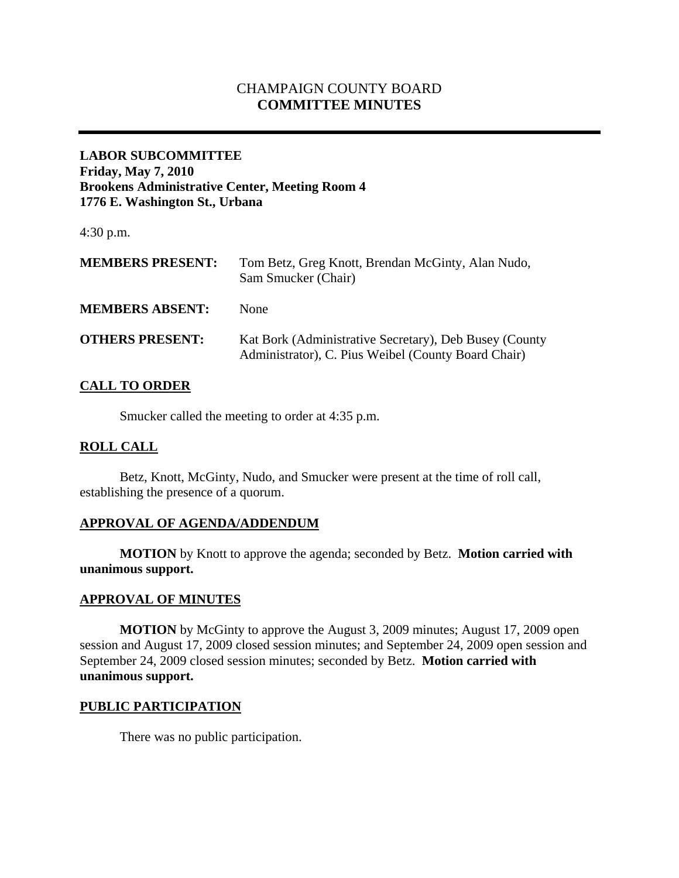# CHAMPAIGN COUNTY BOARD
# COMMITTEE MINUTES

---

**LABOR SUBCOMMITTEE**
**Friday, May 7, 2010**
**Brookens Administrative Center, Meeting Room 4**
**1776 E. Washington St., Urbana**

4:30 p.m.

**MEMBERS PRESENT:** Tom Betz, Greg Knott, Brendan McGinty, Alan Nudo, Sam Smucker (Chair)

**MEMBERS ABSENT:** None

**OTHERS PRESENT:** Kat Bork (Administrative Secretary), Deb Busey (County Administrator), C. Pius Weibel (County Board Chair)

## CALL TO ORDER

Smucker called the meeting to order at 4:35 p.m.

## ROLL CALL

Betz, Knott, McGinty, Nudo, and Smucker were present at the time of roll call, establishing the presence of a quorum.

## APPROVAL OF AGENDA/ADDENDUM

**MOTION** by Knott to approve the agenda; seconded by Betz. **Motion carried with unanimous support.**

## APPROVAL OF MINUTES

**MOTION** by McGinty to approve the August 3, 2009 minutes; August 17, 2009 open session and August 17, 2009 closed session minutes; and September 24, 2009 open session and September 24, 2009 closed session minutes; seconded by Betz. **Motion carried with unanimous support.**

## PUBLIC PARTICIPATION

There was no public participation.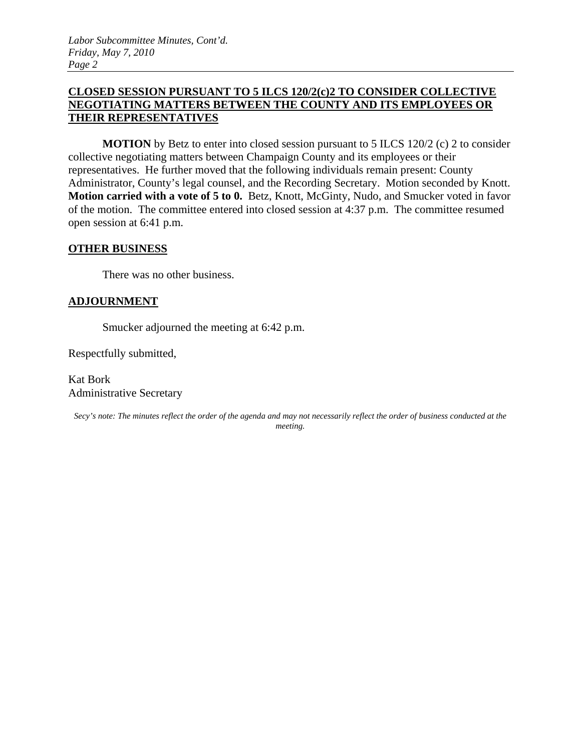## CLOSED SESSION PURSUANT TO 5 ILCS 120/2(c)2 TO CONSIDER COLLECTIVE NEGOTIATING MATTERS BETWEEN THE COUNTY AND ITS EMPLOYEES OR THEIR REPRESENTATIVES

**MOTION** by Betz to enter into closed session pursuant to 5 ILCS 120/2 (c) 2 to consider collective negotiating matters between Champaign County and its employees or their representatives. He further moved that the following individuals remain present: County Administrator, County's legal counsel, and the Recording Secretary. Motion seconded by Knott. **Motion carried with a vote of 5 to 0.** Betz, Knott, McGinty, Nudo, and Smucker voted in favor of the motion. The committee entered into closed session at 4:37 p.m. The committee resumed open session at 6:41 p.m.

## OTHER BUSINESS

There was no other business.

## ADJOURNMENT

Smucker adjourned the meeting at 6:42 p.m.

Respectfully submitted,

Kat Bork
Administrative Secretary

*Secy's note: The minutes reflect the order of the agenda and may not necessarily reflect the order of business conducted at the meeting.*